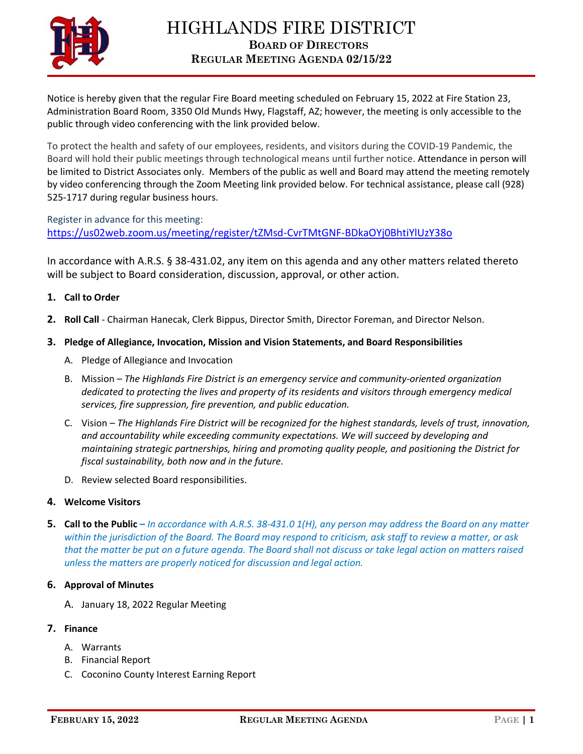# HIGHLANDS FIRE DISTRICT

## BOARD OF DIRECTORS

## REGULAR MEETING AGENDA 02/15/22

Notice is hereby given that the regular Fire Board meeting scheduled on February 15, 2022 at Fire Station 23, Administration Board Room, 3350 Old Munds Hwy, Flagstaff, AZ; however, the meeting is only accessible to the public through video conferencing with the link provided below.

To protect the health and safety of our employees, residents, and visitors during the COVID-19 Pandemic, the Board will hold their public meetings through technological means until further notice. Attendance in person will be limited to District Associates only. Members of the public as well and Board may attend the meeting remotely by video conferencing through the Zoom Meeting link provided below. For technical assistance, please call (928) 525-1717 during regular business hours.

Register in advance for this meeting:
https://us02web.zoom.us/meeting/register/tZMsd-CvrTMtGNF-BDkaOYj0BhtiYlUzY38o

In accordance with A.R.S. § 38-431.02, any item on this agenda and any other matters related thereto will be subject to Board consideration, discussion, approval, or other action.

1. **Call to Order**

2. **Roll Call** - Chairman Hanecak, Clerk Bippus, Director Smith, Director Foreman, and Director Nelson.

3. **Pledge of Allegiance, Invocation, Mission and Vision Statements, and Board Responsibilities**

   A. Pledge of Allegiance and Invocation

   B. Mission – *The Highlands Fire District is an emergency service and community-oriented organization dedicated to protecting the lives and property of its residents and visitors through emergency medical services, fire suppression, fire prevention, and public education.*

   C. Vision – *The Highlands Fire District will be recognized for the highest standards, levels of trust, innovation, and accountability while exceeding community expectations. We will succeed by developing and maintaining strategic partnerships, hiring and promoting quality people, and positioning the District for fiscal sustainability, both now and in the future.*

   D. Review selected Board responsibilities.

4. **Welcome Visitors**

5. **Call to the Public –** *In accordance with A.R.S. 38-431.0 1(H), any person may address the Board on any matter within the jurisdiction of the Board. The Board may respond to criticism, ask staff to review a matter, or ask that the matter be put on a future agenda. The Board shall not discuss or take legal action on matters raised unless the matters are properly noticed for discussion and legal action.*

6. **Approval of Minutes**

   A. January 18, 2022 Regular Meeting

7. **Finance**

   A. Warrants
   B. Financial Report
   C. Coconino County Interest Earning Report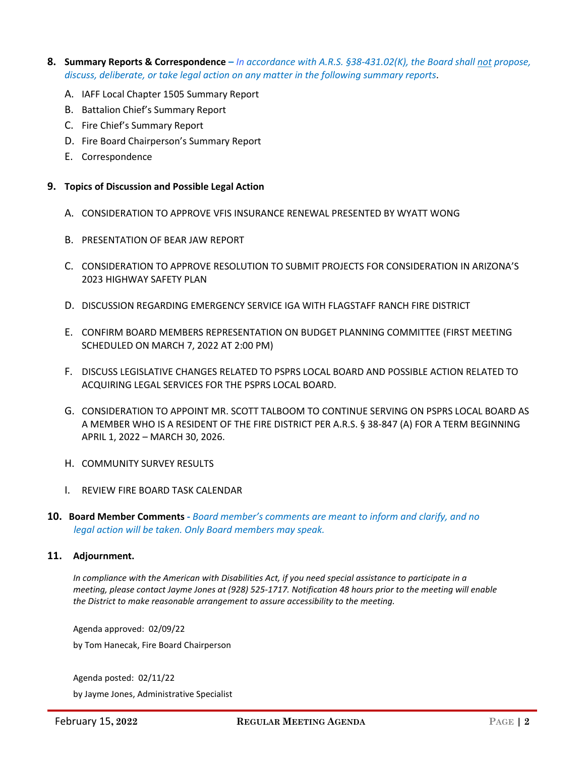**8. Summary Reports & Correspondence** – *In accordance with A.R.S. §38-431.02(K), the Board shall not propose, discuss, deliberate, or take legal action on any matter in the following summary reports.*

A. IAFF Local Chapter 1505 Summary Report

B. Battalion Chief's Summary Report

C. Fire Chief's Summary Report

D. Fire Board Chairperson's Summary Report

E. Correspondence

**9. Topics of Discussion and Possible Legal Action**

A. CONSIDERATION TO APPROVE VFIS INSURANCE RENEWAL PRESENTED BY WYATT WONG

B. PRESENTATION OF BEAR JAW REPORT

C. CONSIDERATION TO APPROVE RESOLUTION TO SUBMIT PROJECTS FOR CONSIDERATION IN ARIZONA'S 2023 HIGHWAY SAFETY PLAN

D. DISCUSSION REGARDING EMERGENCY SERVICE IGA WITH FLAGSTAFF RANCH FIRE DISTRICT

E. CONFIRM BOARD MEMBERS REPRESENTATION ON BUDGET PLANNING COMMITTEE (FIRST MEETING SCHEDULED ON MARCH 7, 2022 AT 2:00 PM)

F. DISCUSS LEGISLATIVE CHANGES RELATED TO PSPRS LOCAL BOARD AND POSSIBLE ACTION RELATED TO ACQUIRING LEGAL SERVICES FOR THE PSPRS LOCAL BOARD.

G. CONSIDERATION TO APPOINT MR. SCOTT TALBOOM TO CONTINUE SERVING ON PSPRS LOCAL BOARD AS A MEMBER WHO IS A RESIDENT OF THE FIRE DISTRICT PER A.R.S. § 38-847 (A) FOR A TERM BEGINNING APRIL 1, 2022 – MARCH 30, 2026.

H. COMMUNITY SURVEY RESULTS

I. REVIEW FIRE BOARD TASK CALENDAR

**10. Board Member Comments** - *Board member's comments are meant to inform and clarify, and no legal action will be taken. Only Board members may speak.*

**11. Adjournment.**

*In compliance with the American with Disabilities Act, if you need special assistance to participate in a meeting, please contact Jayme Jones at (928) 525-1717. Notification 48 hours prior to the meeting will enable the District to make reasonable arrangement to assure accessibility to the meeting.*

Agenda approved: 02/09/22

by Tom Hanecak, Fire Board Chairperson

Agenda posted: 02/11/22

by Jayme Jones, Administrative Specialist